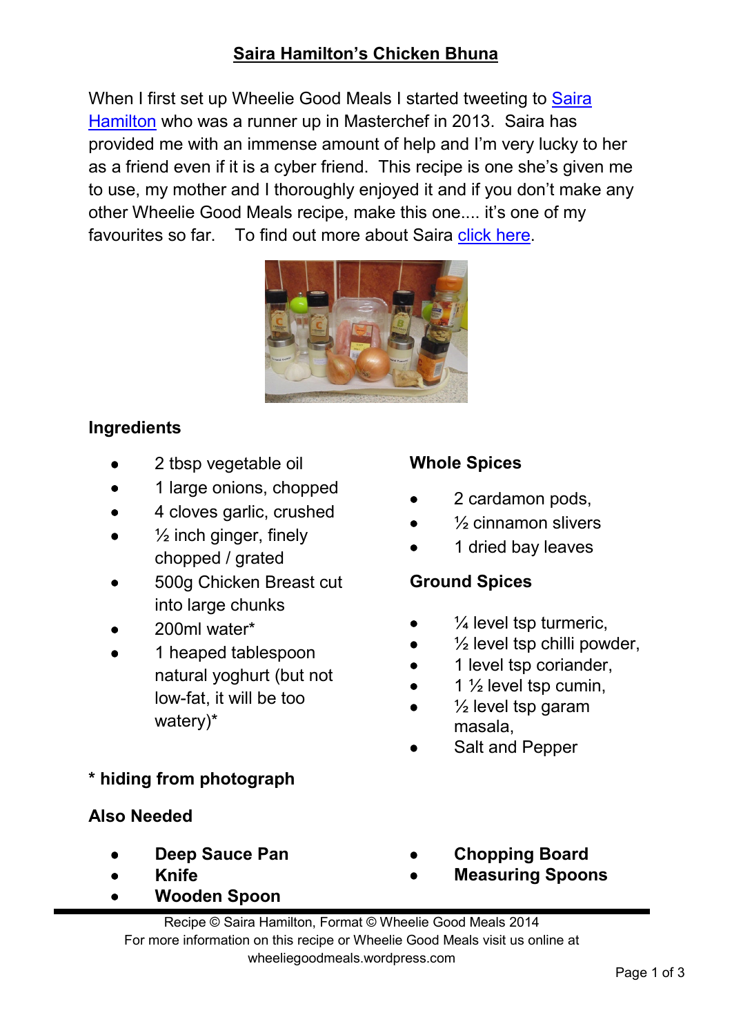# Saira Hamilton's Chicken Bhuna

When I first set up Wheelie Good Meals I started tweeting to Saira Hamilton who was a runner up in Masterchef in 2013. Saira has provided me with an immense amount of help and I'm very lucky to her as a friend even if it is a cyber friend. This recipe is one she's given me to use, my mother and I thoroughly enjoyed it and if you don't make any other Wheelie Good Meals recipe, make this one.... it's one of my favourites so far. To find out more about Saira click here.

## Ingredients

- 2 tbsp vegetable oil
- 1 large onions, chopped
- 4 cloves garlic, crushed
- ½ inch ginger, finely chopped / grated
- 500g Chicken Breast cut into large chunks
- 200ml water*
- 1 heaped tablespoon natural yoghurt (but not low-fat, it will be too watery)*

### Whole Spices

- 2 cardamon pods,
- ½ cinnamon slivers
- 1 dried bay leaves

### Ground Spices

- ¼ level tsp turmeric,
- ½ level tsp chilli powder,
- 1 level tsp coriander,
- 1 ½ level tsp cumin,
- ½ level tsp garam masala,
- Salt and Pepper

**\* hiding from photograph**

## Also Needed

- **Deep Sauce Pan**
- **Knife**
- **Wooden Spoon**
- **Chopping Board**
- **Measuring Spoons**

Recipe © Saira Hamilton, Format © Wheelie Good Meals 2014
For more information on this recipe or Wheelie Good Meals visit us online at wheeliegoodmeals.wordpress.com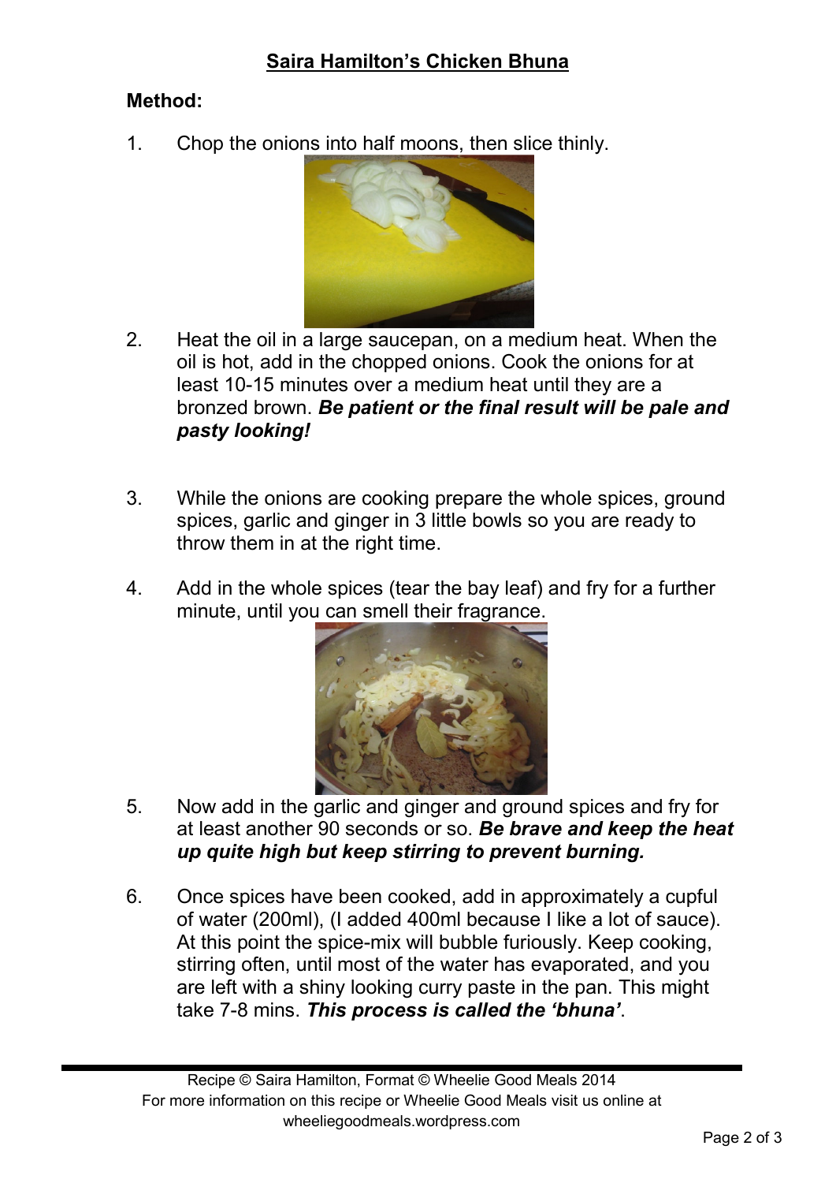## Saira Hamilton's Chicken Bhuna

**Method:**

1. Chop the onions into half moons, then slice thinly.

2. Heat the oil in a large saucepan, on a medium heat. When the oil is hot, add in the chopped onions. Cook the onions for at least 10-15 minutes over a medium heat until they are a bronzed brown. ***Be patient or the final result will be pale and pasty looking!***

3. While the onions are cooking prepare the whole spices, ground spices, garlic and ginger in 3 little bowls so you are ready to throw them in at the right time.

4. Add in the whole spices (tear the bay leaf) and fry for a further minute, until you can smell their fragrance.

5. Now add in the garlic and ginger and ground spices and fry for at least another 90 seconds or so. ***Be brave and keep the heat up quite high but keep stirring to prevent burning.***

6. Once spices have been cooked, add in approximately a cupful of water (200ml), (I added 400ml because I like a lot of sauce). At this point the spice-mix will bubble furiously. Keep cooking, stirring often, until most of the water has evaporated, and you are left with a shiny looking curry paste in the pan. This might take 7-8 mins. ***This process is called the 'bhuna'***.

Recipe © Saira Hamilton, Format © Wheelie Good Meals 2014
For more information on this recipe or Wheelie Good Meals visit us online at wheeliegoodmeals.wordpress.com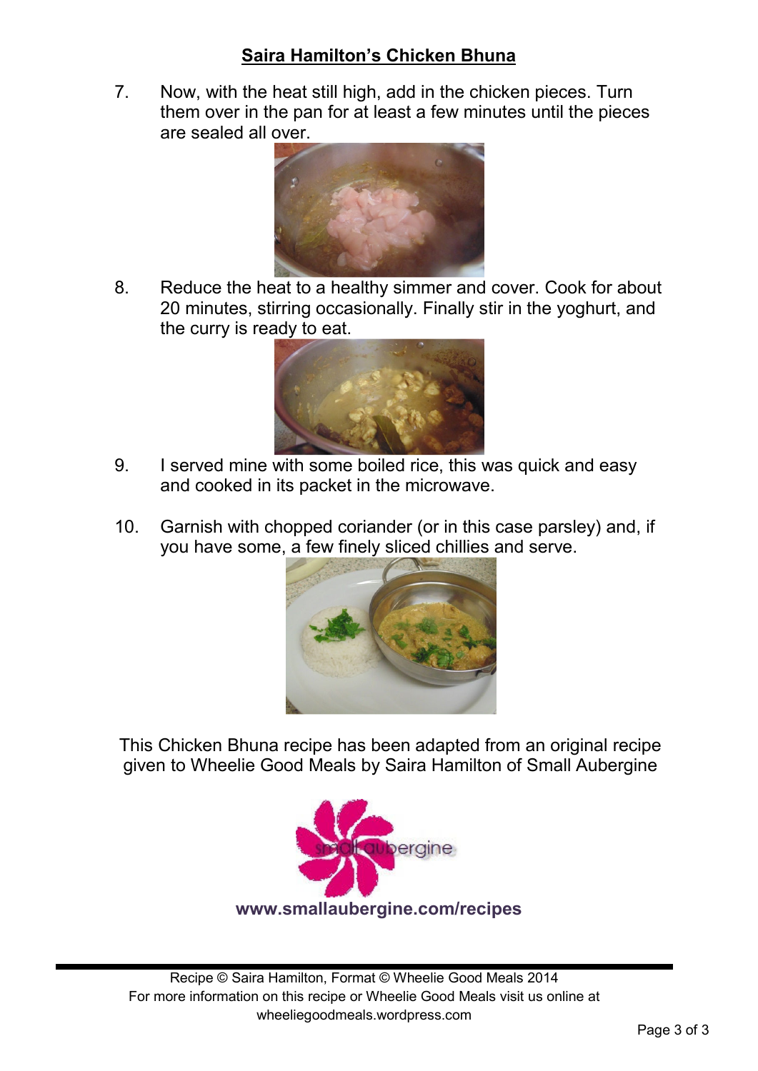## Saira Hamilton's Chicken Bhuna

7. Now, with the heat still high, add in the chicken pieces. Turn them over in the pan for at least a few minutes until the pieces are sealed all over.

8. Reduce the heat to a healthy simmer and cover. Cook for about 20 minutes, stirring occasionally. Finally stir in the yoghurt, and the curry is ready to eat.

9. I served mine with some boiled rice, this was quick and easy and cooked in its packet in the microwave.

10. Garnish with chopped coriander (or in this case parsley) and, if you have some, a few finely sliced chillies and serve.

This Chicken Bhuna recipe has been adapted from an original recipe given to Wheelie Good Meals by Saira Hamilton of Small Aubergine

small aubergine

**www.smallaubergine.com/recipes**

---

Recipe © Saira Hamilton, Format © Wheelie Good Meals 2014
For more information on this recipe or Wheelie Good Meals visit us online at wheeliegoodmeals.wordpress.com